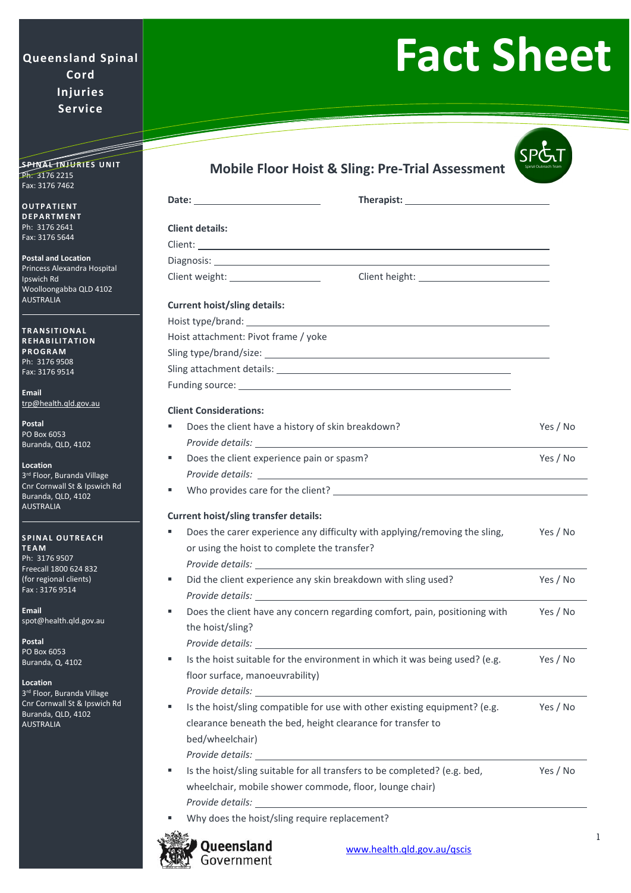# Fact Sheet

**Queensland Spinal Cord Injuries Service**

**SPINAL INJURIES UNIT**
Ph: 3176 2215
Fax: 3176 7462

**OUTPATIENT DEPARTMENT**
Ph: 3176 2641
Fax: 3176 5644

**Postal and Location**
Princess Alexandra Hospital
Ipswich Rd
Woolloongabba QLD 4102
AUSTRALIA

**TRANSITIONAL REHABILITATION PROGRAM**
Ph: 3176 9508
Fax: 3176 9514

**Email**
trp@health.qld.gov.au

**Postal**
PO Box 6053
Buranda, QLD, 4102

**Location**
3rd Floor, Buranda Village
Cnr Cornwall St & Ipswich Rd
Buranda, QLD, 4102
AUSTRALIA

**SPINAL OUTREACH TEAM**
Ph: 3176 9507
Freecall 1800 624 832
(for regional clients)
Fax : 3176 9514

**Email**
spot@health.qld.gov.au

**Postal**
PO Box 6053
Buranda, Q, 4102

**Location**
3rd Floor, Buranda Village
Cnr Cornwall St & Ipswich Rd
Buranda, QLD, 4102
AUSTRALIA

## Mobile Floor Hoist & Sling: Pre-Trial Assessment

**Date:** ____________ **Therapist:** ____________

**Client details:**

Client: ____________

Diagnosis: ____________

Client weight: ____________ Client height: ____________

**Current hoist/sling details:**

Hoist type/brand: ____________

Hoist attachment: Pivot frame / yoke

Sling type/brand/size: ____________

Sling attachment details: ____________

Funding source: ____________

**Client Considerations:**

- Does the client have a history of skin breakdown? Yes / No
  *Provide details:* ____________
- Does the client experience pain or spasm? Yes / No
  *Provide details:* ____________
- Who provides care for the client? ____________

**Current hoist/sling transfer details:**

- Does the carer experience any difficulty with applying/removing the sling, or using the hoist to complete the transfer? Yes / No
  *Provide details:* ____________
- Did the client experience any skin breakdown with sling used? Yes / No
  *Provide details:* ____________
- Does the client have any concern regarding comfort, pain, positioning with the hoist/sling? Yes / No
  *Provide details:* ____________
- Is the hoist suitable for the environment in which it was being used? (e.g. floor surface, manoeuvrability) Yes / No
  *Provide details:* ____________
- Is the hoist/sling compatible for use with other existing equipment? (e.g. clearance beneath the bed, height clearance for transfer to bed/wheelchair) Yes / No
  *Provide details:* ____________
- Is the hoist/sling suitable for all transfers to be completed? (e.g. bed, wheelchair, mobile shower commode, floor, lounge chair) Yes / No
  *Provide details:* ____________
- Why does the hoist/sling require replacement?

Queensland Government

www.health.qld.gov.au/qscis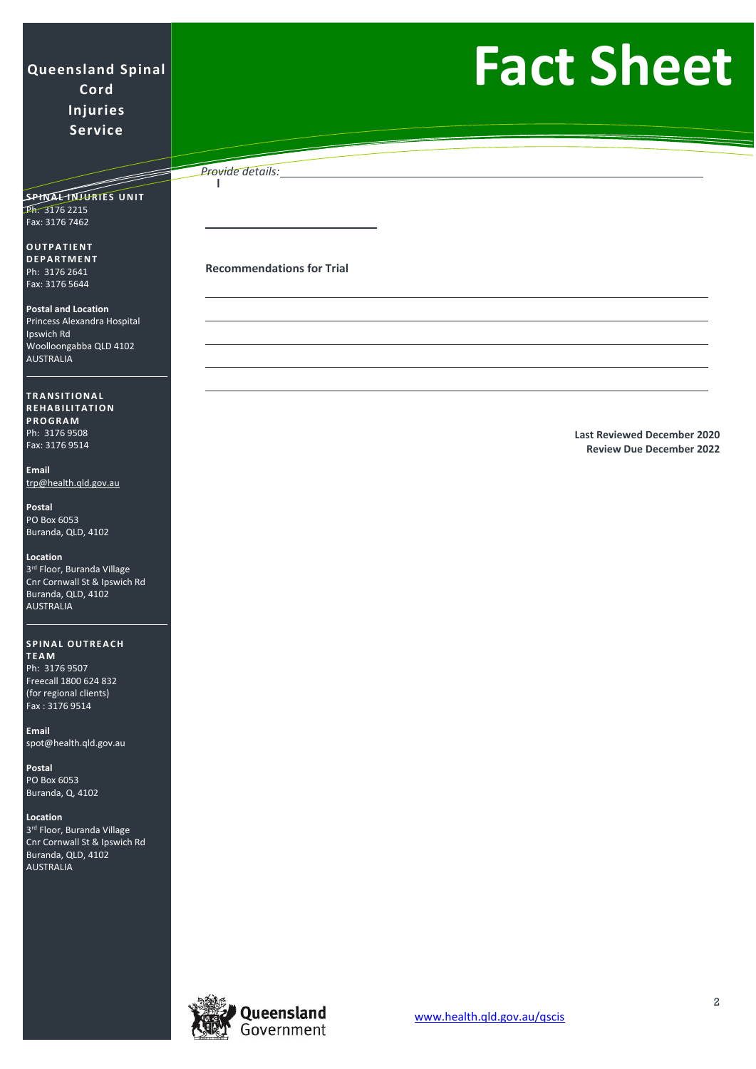# Fact Sheet

**Queensland Spinal Cord Injuries Service**

**SPINAL INJURIES UNIT**
Ph: 3176 2215
Fax: 3176 7462

**OUTPATIENT DEPARTMENT**
Ph: 3176 2641
Fax: 3176 5644

**Postal and Location**
Princess Alexandra Hospital
Ipswich Rd
Woolloongabba QLD 4102
AUSTRALIA

**TRANSITIONAL REHABILITATION PROGRAM**
Ph: 3176 9508
Fax: 3176 9514

**Email**
trp@health.qld.gov.au

**Postal**
PO Box 6053
Buranda, QLD, 4102

**Location**
3rd Floor, Buranda Village
Cnr Cornwall St & Ipswich Rd
Buranda, QLD, 4102
AUSTRALIA

**SPINAL OUTREACH TEAM**
Ph: 3176 9507
Freecall 1800 624 832
(for regional clients)
Fax : 3176 9514

**Email**
spot@health.qld.gov.au

**Postal**
PO Box 6053
Buranda, Q, 4102

**Location**
3rd Floor, Buranda Village
Cnr Cornwall St & Ipswich Rd
Buranda, QLD, 4102
AUSTRALIA

*Provide details:* ______________________________

______________________

**Recommendations for Trial**

______________________________

______________________________

______________________________

______________________________

______________________________

**Last Reviewed December 2020**
**Review Due December 2022**

Queensland Government

www.health.qld.gov.au/qscis